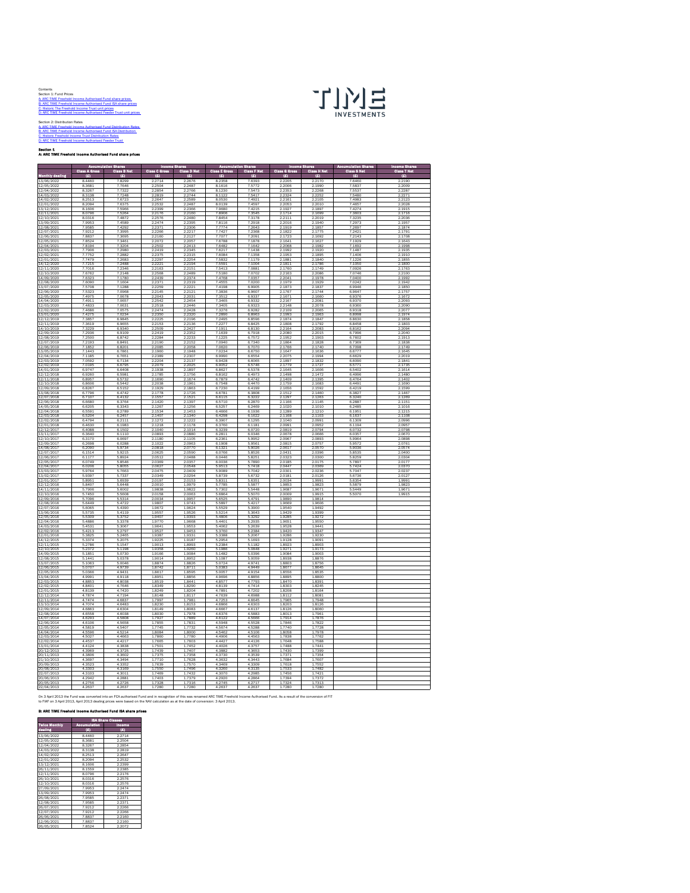Contents
Section 1: Fund Prices
A: ARC TIME Freehold Income Authorised Fund share prices
B: ARC TIME Freehold Income Authorised Fund ISA share prices
C: Historic The Freehold Income Trust unit prices
D: ARC TIME Freehold Income Authorised Feeder Trust unit prices

Section 2: Distribution Rates
A: ARC TIME Freehold Income Authorised Fund Distribution Rates
B: ARC TIME Freehold Income Authorised Fund ISA Distribution
C: Historic Freehold Income Trust Distribution Rates
D: ARC TIME Freehold Income Authorised Feeder Trust

**Section 1**
**A: ARC TIME Freehold Income Authorised Fund share prices**

| | Accumulation Shares | | Income Shares | | Accumulation Shares | | Income Shares | | Accumulation Shares | Income Shares |
|---|---|---|---|---|---|---|---|---|---|---|
| | Class A Gross | Class B Net | Class C Gross | Class D Net | Class E Gross | Class F Net | Class G Gross | Class H Net | Class S Net | Class T Net |
| Monthly dealing | (£) | (£) | (£) | (£) | (£) | (£) | (£) | (£) | (£) | (£) |
| 13/06/2022 | 8.4460 | 7.8299 | 2.2714 | 2.2676 | 8.2358 | 7.6393 | 2.2205 | 2.2170 | 7.6460 | 2.2190 |
| 12/05/2022 | 8.3681 | 7.7646 | 2.2504 | 2.2487 | 8.1616 | 7.5772 | 2.2006 | 2.1990 | 7.5837 | 2.2009 |
| 12/04/2022 | 8.3267 | 7.7322 | 2.2854 | 2.2766 | 8.1230 | 7.5473 | 2.2353 | 2.2268 | 7.5537 | 2.2287 |
| 14/03/2022 | 8.3138 | 7.7248 | 2.2819 | 2.2744 | 8.1122 | 7.5417 | 2.2324 | 2.2252 | 7.5480 | 2.2271 |
| 14/02/2022 | 8.2513 | 7.6723 | 2.2647 | 2.2589 | 8.0530 | 7.4921 | 2.2161 | 2.2105 | 7.4983 | 2.2123 |
| 12/01/2022 | 8.2094 | 7.6375 | 2.2532 | 2.2487 | 8.0139 | 7.4597 | 2.2053 | 2.2010 | 7.4657 | 2.2028 |
| 13/12/2021 | 8.1606 | 7.5966 | 2.2399 | 2.2366 | 7.9680 | 7.4215 | 2.1927 | 2.1897 | 7.4274 | 2.1915 |
| 12/11/2021 | 8.0798 | 7.5264 | 2.2176 | 2.2160 | 7.8906 | 7.3545 | 2.1714 | 2.1699 | 7.3603 | 2.1716 |
| 12/10/2021 | 8.0318 | 7.4872 | 2.2576 | 2.2480 | 7.8454 | 7.3178 | 2.2111 | 2.2019 | 7.3235 | 2.2036 |
| 13/09/2021 | 7.9953 | 7.4589 | 2.2474 | 2.2395 | 7.8116 | 7.2918 | 2.2016 | 2.1940 | 7.2973 | 2.1957 |
| 12/08/2021 | 7.9585 | 7.4292 | 2.2371 | 2.2306 | 7.7774 | 7.2643 | 2.1919 | 2.1857 | 7.2697 | 2.1874 |
| 12/07/2021 | 7.9212 | 7.3995 | 2.2266 | 2.2217 | 7.7427 | 7.2368 | 2.1822 | 2.1775 | 7.2421 | 2.1791 |
| 14/06/2021 | 7.8837 | 7.3695 | 2.2160 | 2.2127 | 7.7077 | 7.2091 | 2.1723 | 2.1692 | 7.2143 | 2.1708 |
| 12/05/2021 | 7.8524 | 7.3461 | 2.2072 | 2.2057 | 7.6788 | 7.1878 | 2.1641 | 2.1627 | 7.1929 | 2.1643 |
| 12/04/2021 | 7.8194 | 7.3204 | 2.2502 | 2.2413 | 7.6482 | 7.1642 | 2.2068 | 2.1982 | 7.1692 | 2.1998 |
| 12/03/2021 | 7.7906 | 7.2980 | 2.2419 | 2.2345 | 7.6217 | 7.1438 | 2.1992 | 2.1920 | 7.1487 | 2.1935 |
| 12/02/2021 | 7.7752 | 7.2882 | 2.2375 | 2.2315 | 7.6084 | 7.1358 | 2.1953 | 2.1895 | 7.1406 | 2.1910 |
| 12/01/2021 | 7.7479 | 7.2683 | 2.2297 | 2.2254 | 7.5832 | 7.1179 | 2.1881 | 2.1840 | 7.1226 | 2.1855 |
| 14/12/2020 | 7.7215 | 7.2488 | 2.2221 | 2.2194 | 7.5591 | 7.1004 | 2.1811 | 2.1786 | 7.1050 | 2.1800 |
| 12/11/2020 | 7.7016 | 7.2346 | 2.2163 | 2.2151 | 7.5413 | 7.0881 | 2.1760 | 2.1749 | 7.0926 | 2.1763 |
| 12/10/2020 | 7.6762 | 7.2148 | 2.2568 | 2.2489 | 7.5180 | 7.0702 | 2.2163 | 2.2086 | 7.0746 | 2.2100 |
| 14/09/2020 | 7.6323 | 7.1780 | 2.2439 | 2.2374 | 7.4768 | 7.0357 | 2.2041 | 2.1978 | 7.0400 | 2.1992 |
| 12/08/2020 | 7.6090 | 7.1604 | 2.2371 | 2.2319 | 7.4555 | 7.0200 | 2.1979 | 2.1929 | 7.0242 | 2.1942 |
| 13/07/2020 | 7.5708 | 7.1288 | 2.2259 | 2.2221 | 7.4198 | 6.9905 | 2.1873 | 2.1837 | 6.9946 | 2.1850 |
| 12/06/2020 | 7.5323 | 7.0968 | 2.2145 | 2.2121 | 7.3836 | 6.9607 | 2.1767 | 2.1744 | 6.9647 | 2.1757 |
| 12/05/2020 | 7.4975 | 7.0678 | 2.2043 | 2.2031 | 7.3512 | 6.9337 | 2.1671 | 2.1660 | 6.9376 | 2.1672 |
| 14/04/2020 | 7.4911 | 7.0657 | 2.2542 | 2.2454 | 7.3465 | 6.9332 | 2.2167 | 2.2081 | 6.9370 | 2.2093 |
| 12/03/2020 | 7.4833 | 7.0631 | 2.2518 | 2.2446 | 7.3405 | 6.9323 | 2.2148 | 2.2078 | 6.9360 | 2.2090 |
| 12/02/2020 | 7.4686 | 7.0575 | 2.2474 | 2.2428 | 7.3276 | 6.9282 | 2.2109 | 2.2065 | 6.9318 | 2.2077 |
| 13/01/2020 | 7.4275 | 7.0234 | 2.2350 | 2.2320 | 7.2890 | 6.8963 | 2.1993 | 2.1963 | 6.8998 | 2.1974 |
| 12/12/2019 | 7.3857 | 6.9845 | 2.2225 | 2.2196 | 7.2495 | 6.8598 | 2.1874 | 2.1847 | 6.8630 | 2.1858 |
| 12/11/2019 | 7.3619 | 6.9655 | 2.2153 | 2.2136 | 7.2277 | 6.8425 | 2.1808 | 2.1792 | 6.8458 | 2.1803 |
| 14/10/2019 | 7.3229 | 6.9340 | 2.2509 | 2.2427 | 7.1911 | 6.8130 | 2.2164 | 2.2083 | 6.8162 | 2.2094 |
| 12/09/2019 | 7.2936 | 6.9109 | 2.2419 | 2.2352 | 7.1639 | 6.7918 | 2.2080 | 2.2015 | 6.7996 | 2.2040 |
| 12/08/2019 | 7.2500 | 6.8742 | 2.2284 | 2.2233 | 7.1225 | 6.7572 | 2.1952 | 2.1903 | 6.7602 | 2.1913 |
| 12/07/2019 | 7.2193 | 6.8491 | 2.2190 | 2.2152 | 7.0940 | 6.7340 | 2.1864 | 2.1828 | 6.7369 | 2.1838 |
| 12/06/2019 | 7.1852 | 6.8201 | 2.2085 | 2.2058 | 7.0620 | 6.7070 | 2.1766 | 2.1740 | 6.7098 | 2.1749 |
| 13/05/2019 | 7.1443 | 6.7861 | 2.1960 | 2.1948 | 7.0234 | 6.6750 | 2.1647 | 2.1636 | 6.6777 | 2.1645 |
| 12/04/2019 | 7.1185 | 6.7651 | 2.2389 | 2.2307 | 6.9990 | 6.6554 | 2.2075 | 2.1994 | 6.6629 | 2.2019 |
| 12/03/2019 | 7.0592 | 6.7134 | 2.2204 | 2.2137 | 6.9428 | 6.6065 | 2.1897 | 2.1832 | 6.6090 | 2.1841 |
| 12/02/2019 | 7.0185 | 6.6795 | 2.2079 | 2.2025 | 6.9052 | 6.5746 | 2.1779 | 2.1727 | 6.5771 | 2.1735 |
| 14/01/2019 | 6.9747 | 6.6408 | 2.1938 | 2.1897 | 6.8627 | 6.5378 | 2.1645 | 2.1606 | 6.5402 | 2.1614 |
| 12/12/2018 | 6.9260 | 6.5981 | 2.1785 | 2.1756 | 6.8162 | 6.4973 | 2.1498 | 2.1472 | 6.4996 | 2.1480 |
| 12/11/2018 | 6.8957 | 6.5732 | 2.1690 | 2.1674 | 6.7879 | 6.4742 | 2.1409 | 2.1395 | 6.4764 | 2.1402 |
| 12/10/2018 | 6.8608 | 6.5442 | 2.2038 | 2.1961 | 6.7548 | 6.4470 | 2.1759 | 2.1683 | 6.4491 | 2.1690 |
| 12/09/2018 | 6.8267 | 6.5152 | 2.1929 | 2.1863 | 6.7230 | 6.4199 | 2.1656 | 2.1592 | 6.4219 | 2.1599 |
| 13/08/2018 | 6.7796 | 6.4742 | 2.1778 | 2.1726 | 6.6781 | 6.3808 | 2.1512 | 2.1460 | 6.3827 | 2.1467 |
| 12/07/2018 | 6.7107 | 6.4132 | 2.1557 | 2.1521 | 6.6115 | 6.3222 | 2.1297 | 2.1263 | 6.3240 | 2.1269 |
| 12/06/2018 | 6.6680 | 6.3764 | 2.1420 | 2.1397 | 6.5710 | 6.2870 | 2.1166 | 2.1145 | 6.2887 | 2.1151 |
| 14/05/2018 | 6.6205 | 6.3343 | 2.1267 | 2.1256 | 6.5257 | 6.2469 | 2.1020 | 2.1010 | 6.2485 | 2.1016 |
| 12/04/2018 | 6.5591 | 6.2789 | 2.1534 | 2.1453 | 6.4668 | 6.1936 | 2.1289 | 2.1210 | 6.1951 | 2.1215 |
| 12/03/2018 | 6.5204 | 6.2457 | 2.1407 | 2.1340 | 6.4298 | 6.1622 | 2.1168 | 2.1103 | 6.1637 | 2.1108 |
| 12/02/2018 | 6.4794 | 6.2111 | 2.1272 | 2.1222 | 6.3907 | 6.1295 | 2.1040 | 2.0991 | 6.1309 | 2.0996 |
| 12/01/2018 | 6.4630 | 6.1983 | 2.1218 | 2.1178 | 6.3760 | 6.1181 | 2.0991 | 2.0952 | 6.1194 | 2.0957 |
| 12/12/2017 | 6.4088 | 6.1502 | 2.1040 | 2.1014 | 6.3239 | 6.0720 | 2.0819 | 2.0794 | 6.0732 | 2.0798 |
| 13/11/2017 | 6.3640 | 6.1110 | 2.0893 | 2.0880 | 6.2811 | 6.0346 | 2.0678 | 2.0666 | 6.0357 | 2.0670 |
| 12/10/2017 | 6.3170 | 6.0697 | 2.1180 | 2.1105 | 6.2361 | 5.9952 | 2.0967 | 2.0893 | 5.9964 | 2.0898 |
| 12/09/2017 | 6.2698 | 6.0288 | 2.1022 | 2.0963 | 6.1908 | 5.9561 | 2.0815 | 2.0757 | 5.9572 | 2.0761 |
| 14/08/2017 | 6.2060 | 5.9734 | 2.0818 | 2.0770 | 6.1321 | 5.9026 | 2.0617 | 2.0570 | 5.9036 | 2.0574 |
| 12/07/2017 | 6.1514 | 5.9215 | 2.0625 | 2.0590 | 6.0766 | 5.8528 | 2.0431 | 2.0396 | 5.8535 | 2.0400 |
| 12/06/2017 | 6.1177 | 5.8924 | 2.0512 | 2.0488 | 6.0446 | 5.8251 | 2.0323 | 2.0300 | 5.8259 | 2.0304 |
| 12/05/2017 | 6.0749 | 5.8546 | 2.0369 | 2.0357 | 6.0036 | 5.7890 | 2.0185 | 2.0175 | 5.7897 | 2.0177 |
| 12/04/2017 | 6.0266 | 5.8055 | 2.0627 | 2.0548 | 5.9513 | 5.7418 | 2.0447 | 2.0369 | 5.7424 | 2.0370 |
| 13/03/2017 | 5.9764 | 5.7663 | 2.0475 | 2.0409 | 5.9089 | 5.7042 | 2.0301 | 2.0236 | 5.7047 | 2.0237 |
| 13/02/2017 | 5.9397 | 5.7337 | 2.0349 | 2.0294 | 5.8739 | 5.6732 | 2.0181 | 2.0126 | 5.6736 | 2.0127 |
| 12/01/2017 | 5.8951 | 5.6939 | 2.0197 | 2.0153 | 5.8311 | 5.6351 | 2.0034 | 1.9991 | 5.6354 | 1.9991 |
| 12/12/2016 | 5.8407 | 5.6448 | 2.0010 | 1.9979 | 5.7785 | 5.5877 | 1.9853 | 1.9823 | 5.5879 | 1.9823 |
| 14/11/2016 | 5.7906 | 5.6002 | 1.9838 | 1.9822 | 5.7302 | 5.5448 | 1.9687 | 1.9671 | 5.5449 | 1.9671 |
| 12/10/2016 | 5.7450 | 5.5608 | 2.0158 | 2.0063 | 5.6864 | 5.5070 | 2.0009 | 1.9915 | 5.5070 | 1.9915 |
| 12/09/2016 | 5.7096 | 5.5314 | 2.0034 | 1.9957 | 5.6525 | 5.4791 | 1.9890 | 1.9814 | | |
| 12/08/2016 | 5.6449 | 5.4722 | 1.9807 | 1.9743 | 5.5897 | 5.4217 | 1.9669 | 1.9606 | | |
| 12/07/2016 | 5.6065 | 5.4390 | 1.9672 | 1.9624 | 5.5529 | 5.3900 | 1.9540 | 1.9492 | | |
| 13/06/2016 | 5.5735 | 5.4119 | 1.9557 | 1.9526 | 5.5214 | 5.3643 | 1.9429 | 1.9399 | | |
| 12/05/2016 | 5.5369 | 5.3752 | 1.9407 | 1.9393 | 5.4866 | 5.3292 | 1.9285 | 1.9272 | | |
| 12/04/2016 | 5.4886 | 5.3378 | 1.9770 | 1.9668 | 5.4401 | 5.2935 | 1.9651 | 1.9550 | | |
| 14/03/2016 | 5.4531 | 5.3067 | 1.9641 | 1.9553 | 5.4062 | 5.2639 | 1.9528 | 1.9441 | | |
| 12/02/2016 | 5.4213 | 5.2797 | 1.9527 | 1.9453 | 5.3760 | 5.2384 | 1.9420 | 1.9347 | | |
| 12/01/2016 | 5.3825 | 5.2465 | 1.9387 | 1.9331 | 5.3388 | 5.2067 | 1.9286 | 1.9230 | | |
| 14/12/2015 | 5.3374 | 5.2075 | 1.9225 | 1.9187 | 5.2954 | 5.1693 | 1.9128 | 1.9091 | | |
| 12/11/2015 | 5.2788 | 5.1547 | 1.9013 | 1.8993 | 5.2384 | 5.1182 | 1.8923 | 1.8903 | | |
| 12/10/2015 | 5.2372 | 5.1198 | 1.9358 | 1.9260 | 5.1986 | 5.0848 | 1.9271 | 1.9173 | | |
| 14/09/2015 | 5.1851 | 5.0730 | 1.9166 | 1.9084 | 5.1482 | 5.0396 | 1.9084 | 1.9003 | | |
| 12/08/2015 | 5.1441 | 5.0378 | 1.9014 | 1.8952 | 5.1087 | 5.0059 | 1.8938 | 1.8876 | | |
| 13/07/2015 | 5.1063 | 5.0046 | 1.8874 | 1.8826 | 5.0724 | 4.9741 | 1.8803 | 1.8756 | | |
| 12/06/2015 | 5.0707 | 4.9739 | 1.8742 | 1.8711 | 5.0383 | 4.9449 | 1.8677 | 1.8645 | | |
| 12/05/2015 | 5.0368 | 4.9431 | 1.8617 | 1.8595 | 5.0057 | 4.9154 | 1.8556 | 1.8535 | | |
| 13/04/2015 | 4.9991 | 4.9118 | 1.8951 | 1.8856 | 4.9696 | 4.8856 | 1.8895 | 1.8800 | | |
| 12/03/2015 | 4.8853 | 4.8038 | 1.8519 | 1.8441 | 4.8577 | 4.7793 | 1.8470 | 1.8391 | | |
| 12/02/2015 | 4.8401 | 4.7646 | 1.8349 | 1.8290 | 4.8139 | 4.7414 | 1.8303 | 1.8245 | | |
| 12/01/2015 | 4.8139 | 4.7420 | 1.8249 | 1.8204 | 4.7891 | 4.7202 | 1.8208 | 1.8164 | | |
| 12/12/2014 | 4.7874 | 4.7194 | 1.8148 | 1.8117 | 4.7639 | 4.6988 | 1.8112 | 1.8081 | | |
| 12/11/2014 | 4.7474 | 4.6837 | 1.7997 | 1.7981 | 4.7253 | 4.6645 | 1.7965 | 1.7948 | | |
| 13/10/2014 | 4.7074 | 4.6483 | 1.8230 | 1.8153 | 4.6868 | 4.6303 | 1.8203 | 1.8126 | | |
| 12/09/2014 | 4.6863 | 4.6304 | 1.8149 | 1.8083 | 4.6667 | 4.6137 | 1.8126 | 1.8060 | | |
| 12/08/2014 | 4.6558 | 4.6038 | 1.8030 | 1.7978 | 4.6376 | 4.5883 | 1.8013 | 1.7961 | | |
| 14/07/2014 | 4.6293 | 4.5808 | 1.7927 | 1.7889 | 4.6122 | 4.5666 | 1.7914 | 1.7876 | | |
| 12/06/2014 | 4.6106 | 4.5658 | 1.7855 | 1.7831 | 4.5948 | 4.5528 | 1.7846 | 1.7822 | | |
| 12/05/2014 | 4.5819 | 4.5407 | 1.7745 | 1.7732 | 4.5674 | 4.5288 | 1.7740 | 1.7728 | | |
| 14/04/2014 | 4.5596 | 4.5214 | 1.8084 | 1.8000 | 4.5462 | 4.5106 | 1.8058 | 1.7978 | | |
| 12/03/2014 | 4.5027 | 4.4663 | 1.7860 | 1.7780 | 4.4906 | 4.4563 | 1.7838 | 1.7762 | | |
| 12/02/2014 | 4.4537 | 4.4217 | 1.7665 | 1.7603 | 4.4427 | 4.4126 | 1.7648 | 1.7588 | | |
| 13/01/2014 | 4.4124 | 4.3838 | 1.7501 | 1.7452 | 4.4026 | 4.3757 | 1.7488 | 1.7441 | | |
| 12/12/2013 | 4.3969 | 4.3725 | 1.7439 | 1.7407 | 4.3882 | 4.3653 | 1.7430 | 1.7399 | | |
| 20/11/2013 | 4.3806 | 4.3602 | 1.7375 | 1.7358 | 4.3730 | 4.3539 | 1.7371 | 1.7354 | | |
| 21/10/2013 | 4.3697 | 4.3494 | 1.7710 | 1.7628 | 4.3632 | 4.3443 | 1.7684 | 1.7607 | | |
| 20/09/2013 | 4.3523 | 4.3352 | 1.7639 | 1.7570 | 4.3469 | 4.3309 | 1.7618 | 1.7552 | | |
| 20/08/2013 | 4.3303 | 4.3169 | 1.7550 | 1.7496 | 4.3260 | 4.3135 | 1.7533 | 1.7482 | | |
| 22/07/2013 | 4.3103 | 4.3011 | 1.7469 | 1.7432 | 4.3070 | 4.2985 | 1.7456 | 1.7421 | | |
| 20/06/2013 | 4.2942 | 4.2881 | 1.7403 | 1.7379 | 4.2920 | 4.2864 | 1.7394 | 1.7372 | | |
| 20/05/2013 | 4.2756 | 4.2726 | 1.7328 | 1.7316 | 4.2745 | 4.2717 | 1.7324 | 1.7313 | | |
| 22/04/2013 | 4.2637 | 4.2637 | 1.7280 | 1.7280 | 4.2637 | 4.2637 | 1.7280 | 1.7280 | | |

On 3 April 2013 the Fund was converted into an FCA authorised Fund and in recognition of this was renamed ARC TIME Freehold Income Authorised Fund. As a result of the conversion of FIT to FIAF on 3 April 2013, April 2013 dealing prices were based on the NAV calculation as at the date of conversion: 3 April 2013.

**B: ARC TIME Freehold Income Authorised Fund ISA share prices**

| | ISA Share Classes | |
|---|---|---|
| Twice Monthly | Accumulation | Income |
| dealing | (£) | (£) |
| 13/06/2022 | 8.4460 | 2.2714 |
| 12/05/2022 | 8.3681 | 2.2504 |
| 12/04/2022 | 8.3267 | 2.2854 |
| 14/03/2022 | 8.3138 | 2.2819 |
| 14/02/2022 | 8.2513 | 2.2647 |
| 12/01/2022 | 8.2094 | 2.2532 |
| 13/12/2021 | 8.1606 | 2.2399 |
| 26/11/2021 | 8.1559 | 2.2385 |
| 12/11/2021 | 8.0798 | 2.2176 |
| 26/10/2021 | 8.0318 | 2.2576 |
| 12/10/2021 | 8.0318 | 2.2576 |
| 27/09/2021 | 7.9953 | 2.2474 |
| 13/09/2021 | 7.9953 | 2.2474 |
| 26/08/2021 | 7.9585 | 2.2371 |
| 12/08/2021 | 7.9585 | 2.2371 |
| 26/07/2021 | 7.9212 | 2.2266 |
| 12/07/2021 | 7.9212 | 2.2266 |
| 25/06/2021 | 7.8837 | 2.2160 |
| 14/06/2021 | 7.8837 | 2.2160 |
| 26/05/2021 | 7.8524 | 2.2072 |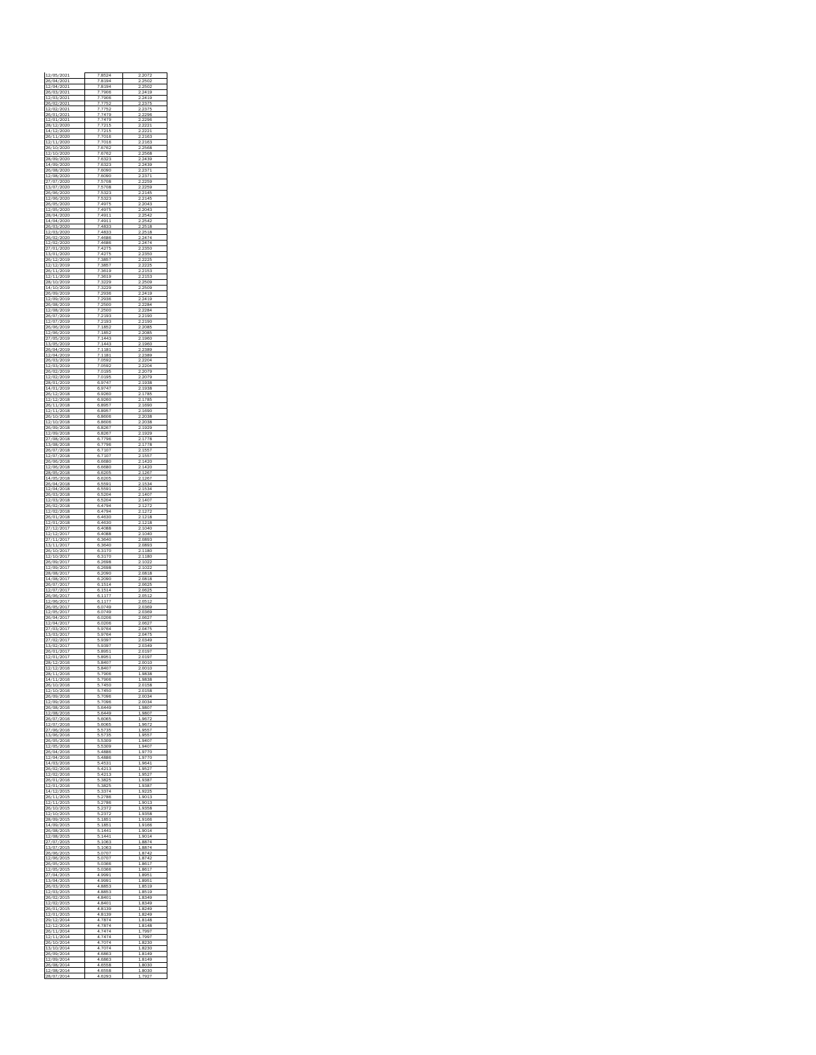| 12/05/2021 | 7.8524 | 2.2072 |
|---|---|---|
| 26/04/2021 | 7.8194 | 2.2502 |
| 12/04/2021 | 7.8194 | 2.2502 |
| 26/03/2021 | 7.7906 | 2.2419 |
| 12/03/2021 | 7.7906 | 2.2419 |
| 26/02/2021 | 7.7752 | 2.2375 |
| 12/02/2021 | 7.7752 | 2.2375 |
| 26/01/2021 | 7.7479 | 2.2296 |
| 12/01/2021 | 7.7479 | 2.2296 |
| 28/12/2020 | 7.7215 | 2.2221 |
| 14/12/2020 | 7.7215 | 2.2221 |
| 26/11/2020 | 7.7018 | 2.2163 |
| 12/11/2020 | 7.7018 | 2.2163 |
| 26/10/2020 | 7.6762 | 2.2568 |
| 12/10/2020 | 7.6762 | 2.2568 |
| 28/09/2020 | 7.6323 | 2.2439 |
| 14/09/2020 | 7.6323 | 2.2439 |
| 26/08/2020 | 7.6090 | 2.2371 |
| 12/08/2020 | 7.6090 | 2.2371 |
| 27/07/2020 | 7.5708 | 2.2259 |
| 13/07/2020 | 7.5708 | 2.2259 |
| 26/06/2020 | 7.5323 | 2.2145 |
| 12/06/2020 | 7.5323 | 2.2145 |
| 26/05/2020 | 7.4975 | 2.2043 |
| 12/05/2020 | 7.4975 | 2.2043 |
| 28/04/2020 | 7.4911 | 2.2542 |
| 14/04/2020 | 7.4911 | 2.2542 |
| 26/03/2020 | 7.4833 | 2.2518 |
| 12/03/2020 | 7.4833 | 2.2518 |
| 26/02/2020 | 7.4686 | 2.2474 |
| 12/02/2020 | 7.4686 | 2.2474 |
| 27/01/2020 | 7.4275 | 2.2350 |
| 13/01/2020 | 7.4275 | 2.2350 |
| 26/12/2019 | 7.3857 | 2.2225 |
| 12/12/2019 | 7.3857 | 2.2225 |
| 26/11/2019 | 7.3619 | 2.2153 |
| 12/11/2019 | 7.3619 | 2.2153 |
| 28/10/2019 | 7.3229 | 2.2509 |
| 14/10/2019 | 7.3229 | 2.2509 |
| 26/09/2019 | 7.2936 | 2.2419 |
| 12/09/2019 | 7.2936 | 2.2419 |
| 26/08/2019 | 7.2500 | 2.2284 |
| 12/08/2019 | 7.2500 | 2.2284 |
| 26/07/2019 | 7.2193 | 2.2190 |
| 12/07/2019 | 7.2193 | 2.2190 |
| 26/06/2019 | 7.1852 | 2.2085 |
| 12/06/2019 | 7.1852 | 2.2085 |
| 27/05/2019 | 7.1443 | 2.1960 |
| 13/05/2019 | 7.1443 | 2.1960 |
| 26/04/2019 | 7.1181 | 2.2389 |
| 12/04/2019 | 7.1181 | 2.2389 |
| 26/03/2019 | 7.0592 | 2.2204 |
| 12/03/2019 | 7.0592 | 2.2204 |
| 26/02/2019 | 7.0195 | 2.2079 |
| 12/02/2019 | 7.0195 | 2.2079 |
| 28/01/2019 | 6.9747 | 2.1938 |
| 14/01/2019 | 6.9747 | 2.1938 |
| 26/12/2018 | 6.9260 | 2.1785 |
| 12/12/2018 | 6.9260 | 2.1785 |
| 26/11/2018 | 6.8957 | 2.1690 |
| 12/11/2018 | 6.8957 | 2.1690 |
| 26/10/2018 | 6.8606 | 2.2038 |
| 12/10/2018 | 6.8606 | 2.2038 |
| 26/09/2018 | 6.8267 | 2.1929 |
| 12/09/2018 | 6.8267 | 2.1929 |
| 27/08/2018 | 6.7796 | 2.1778 |
| 13/08/2018 | 6.7796 | 2.1778 |
| 26/07/2018 | 6.7107 | 2.1557 |
| 12/07/2018 | 6.7107 | 2.1557 |
| 26/06/2018 | 6.6680 | 2.1420 |
| 12/06/2018 | 6.6680 | 2.1420 |
| 28/05/2018 | 6.6205 | 2.1267 |
| 14/05/2018 | 6.6205 | 2.1267 |
| 26/04/2018 | 6.5591 | 2.1534 |
| 12/04/2018 | 6.5591 | 2.1534 |
| 26/03/2018 | 6.5204 | 2.1407 |
| 12/03/2018 | 6.5204 | 2.1407 |
| 26/02/2018 | 6.4794 | 2.1272 |
| 12/02/2018 | 6.4794 | 2.1272 |
| 26/01/2018 | 6.4630 | 2.1218 |
| 12/01/2018 | 6.4630 | 2.1218 |
| 27/12/2017 | 6.4088 | 2.1040 |
| 12/12/2017 | 6.4088 | 2.1040 |
| 27/11/2017 | 6.3640 | 2.0893 |
| 13/11/2017 | 6.3640 | 2.0893 |
| 26/10/2017 | 6.3170 | 2.1180 |
| 12/10/2017 | 6.3170 | 2.1180 |
| 26/09/2017 | 6.2698 | 2.1022 |
| 12/09/2017 | 6.2698 | 2.1022 |
| 28/08/2017 | 6.2090 | 2.0818 |
| 14/08/2017 | 6.2090 | 2.0818 |
| 26/07/2017 | 6.1514 | 2.0625 |
| 12/07/2017 | 6.1514 | 2.0625 |
| 26/06/2017 | 6.1177 | 2.0512 |
| 12/06/2017 | 6.1177 | 2.0512 |
| 26/05/2017 | 6.0749 | 2.0369 |
| 12/05/2017 | 6.0749 | 2.0369 |
| 26/04/2017 | 6.0206 | 2.0627 |
| 12/04/2017 | 6.0206 | 2.0627 |
| 27/03/2017 | 5.9764 | 2.0475 |
| 13/03/2017 | 5.9764 | 2.0475 |
| 27/02/2017 | 5.9397 | 2.0349 |
| 13/02/2017 | 5.9397 | 2.0349 |
| 26/01/2017 | 5.8951 | 2.0197 |
| 12/01/2017 | 5.8951 | 2.0197 |
| 28/12/2016 | 5.8407 | 2.0010 |
| 12/12/2016 | 5.8407 | 2.0010 |
| 28/11/2016 | 5.7906 | 1.9838 |
| 14/11/2016 | 5.7906 | 1.9838 |
| 26/10/2016 | 5.7450 | 2.0158 |
| 12/10/2016 | 5.7450 | 2.0158 |
| 26/09/2016 | 5.7096 | 2.0034 |
| 12/09/2016 | 5.7096 | 2.0034 |
| 26/08/2016 | 5.6449 | 1.9807 |
| 12/08/2016 | 5.6449 | 1.9807 |
| 26/07/2016 | 5.6065 | 1.9672 |
| 12/07/2016 | 5.6065 | 1.9672 |
| 27/06/2016 | 5.5735 | 1.9557 |
| 13/06/2016 | 5.5735 | 1.9557 |
| 26/05/2016 | 5.5309 | 1.9407 |
| 12/05/2016 | 5.5309 | 1.9407 |
| 26/04/2016 | 5.4886 | 1.9770 |
| 12/04/2016 | 5.4886 | 1.9770 |
| 14/03/2016 | 5.4531 | 1.9641 |
| 26/02/2016 | 5.4213 | 1.9527 |
| 12/02/2016 | 5.4213 | 1.9527 |
| 26/01/2016 | 5.3825 | 1.9387 |
| 12/01/2016 | 5.3825 | 1.9387 |
| 14/12/2015 | 5.3374 | 1.9225 |
| 26/11/2015 | 5.2786 | 1.9013 |
| 12/11/2015 | 5.2786 | 1.9013 |
| 26/10/2015 | 5.2372 | 1.9358 |
| 12/10/2015 | 5.2372 | 1.9358 |
| 28/09/2015 | 5.1851 | 1.9166 |
| 14/09/2015 | 5.1851 | 1.9166 |
| 26/08/2015 | 5.1441 | 1.9014 |
| 12/08/2015 | 5.1441 | 1.9014 |
| 27/07/2015 | 5.1063 | 1.8874 |
| 13/07/2015 | 5.1063 | 1.8874 |
| 26/06/2015 | 5.0707 | 1.8742 |
| 12/06/2015 | 5.0707 | 1.8742 |
| 26/05/2015 | 5.0368 | 1.8617 |
| 12/05/2015 | 5.0368 | 1.8617 |
| 27/04/2015 | 4.9991 | 1.8951 |
| 13/04/2015 | 4.9991 | 1.8951 |
| 26/03/2015 | 4.8853 | 1.8519 |
| 12/03/2015 | 4.8853 | 1.8519 |
| 26/02/2015 | 4.8401 | 1.8349 |
| 12/02/2015 | 4.8401 | 1.8349 |
| 26/01/2015 | 4.8139 | 1.8249 |
| 12/01/2015 | 4.8139 | 1.8249 |
| 29/12/2014 | 4.7874 | 1.8148 |
| 12/12/2014 | 4.7874 | 1.8148 |
| 26/11/2014 | 4.7474 | 1.7997 |
| 12/11/2014 | 4.7474 | 1.7997 |
| 26/10/2014 | 4.7074 | 1.8230 |
| 13/10/2014 | 4.7074 | 1.8230 |
| 26/09/2014 | 4.6863 | 1.8149 |
| 12/09/2014 | 4.6863 | 1.8149 |
| 26/08/2014 | 4.6558 | 1.8030 |
| 12/08/2014 | 4.6558 | 1.8030 |
| 28/07/2014 | 4.6293 | 1.7927 |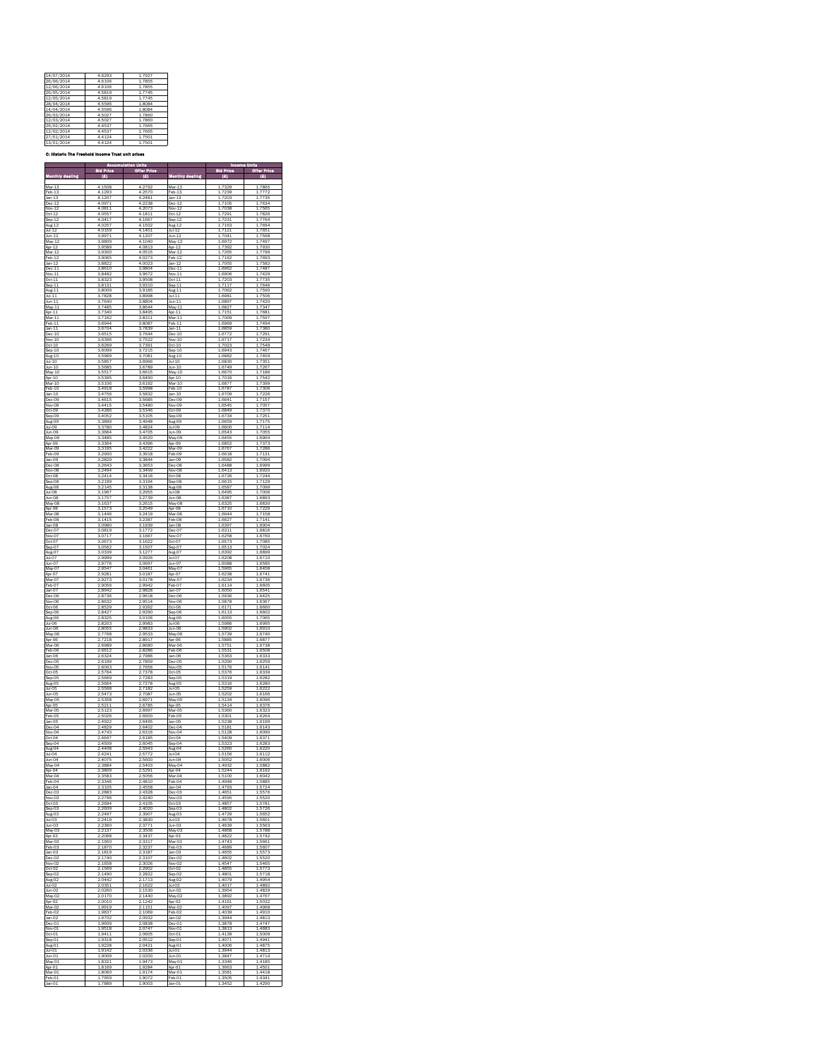| | | |
|---|---|---|
| 14/07/2014 | 4.6293 | 1.7937 |
| 26/06/2014 | 4.6106 | 1.7855 |
| 12/06/2014 | 4.6106 | 1.7855 |
| 26/05/2014 | 4.5819 | 1.7745 |
| 12/05/2014 | 4.5819 | 1.7745 |
| 28/04/2014 | 4.5596 | 1.8084 |
| 14/04/2014 | 4.5596 | 1.8084 |
| 26/03/2014 | 4.5027 | 1.7860 |
| 12/03/2014 | 4.5027 | 1.7860 |
| 26/02/2014 | 4.4537 | 1.7665 |
| 12/02/2014 | 4.4537 | 1.7665 |
| 27/01/2014 | 4.4124 | 1.7501 |
| 15/01/2014 | 4.4124 | 1.7501 |

**C: Historic The Freehold Income Trust unit prices**

| | Accumulation Units | | | Income Units | |
|---|---|---|---|---|---|
| Monthly dealing | Bid Price (£) | Offer Price (£) | Monthly dealing | Bid Price (£) | Offer Price (£) |
| Mar-13 | 4.1508 | 4.2792 | Mar-13 | 1.7329 | 1.7865 |
| Feb-13 | 4.1293 | 4.2570 | Feb-13 | 1.7239 | 1.7772 |
| Jan-13 | 4.1207 | 4.2481 | Jan-13 | 1.7203 | 1.7735 |
| Dec-12 | 4.0971 | 4.2238 | Dec-12 | 1.7105 | 1.7634 |
| Nov-12 | 4.0811 | 4.2073 | Nov-12 | 1.7038 | 1.7565 |
| Oct-12 | 4.0557 | 4.1811 | Oct-12 | 1.7291 | 1.7826 |
| Sep-12 | 4.0417 | 4.1667 | Sep-12 | 1.7231 | 1.7764 |
| Aug-12 | 4.0257 | 4.1502 | Aug-12 | 1.7163 | 1.7694 |
| Jul-12 | 4.0159 | 4.1401 | Jul-12 | 1.7121 | 1.7651 |
| Jun-12 | 3.9971 | 4.1207 | Jun-12 | 1.7041 | 1.7568 |
| May-12 | 3.9809 | 4.1040 | May-12 | 1.6972 | 1.7497 |
| Apr-12 | 3.9589 | 4.0813 | Apr-12 | 1.7392 | 1.7930 |
| Mar-12 | 3.9300 | 4.0515 | Mar-12 | 1.7265 | 1.7799 |
| Feb-12 | 3.9065 | 4.0273 | Feb-12 | 1.7162 | 1.7693 |
| Jan-12 | 3.8822 | 4.0023 | Jan-12 | 1.7055 | 1.7582 |
| Dec-11 | 3.8610 | 3.9804 | Dec-11 | 1.6962 | 1.7487 |
| Nov-11 | 3.8482 | 3.9672 | Nov-11 | 1.6906 | 1.7429 |
| Oct-11 | 3.8323 | 3.9508 | Oct-11 | 1.7203 | 1.7735 |
| Sep-11 | 3.8131 | 3.9310 | Sep-11 | 1.7117 | 1.7646 |
| Aug-11 | 3.8009 | 3.9185 | Aug-11 | 1.7062 | 1.7590 |
| Jul-11 | 3.7828 | 3.8998 | Jul-11 | 1.6981 | 1.7506 |
| Jun-11 | 3.7640 | 3.8804 | Jun-11 | 1.6897 | 1.7420 |
| May-11 | 3.7485 | 3.8644 | May-11 | 1.6827 | 1.7347 |
| Apr-11 | 3.7340 | 3.8495 | Apr-11 | 1.7151 | 1.7681 |
| Mar-11 | 3.7162 | 3.8311 | Mar-11 | 1.7069 | 1.7597 |
| Feb-11 | 3.6944 | 3.8087 | Feb-11 | 1.6969 | 1.7494 |
| Jan-11 | 3.6704 | 3.7839 | Jan-11 | 1.6859 | 1.7380 |
| Dec-10 | 3.6515 | 3.7644 | Dec-10 | 1.6772 | 1.7291 |
| Nov-10 | 3.6398 | 3.7522 | Nov-10 | 1.6717 | 1.7234 |
| Oct-10 | 3.6269 | 3.7391 | Oct-10 | 1.7023 | 1.7549 |
| Sep-10 | 3.6099 | 3.7215 | Sep-10 | 1.6943 | 1.7467 |
| Aug-10 | 3.5969 | 3.7081 | Aug-10 | 1.6882 | 1.7404 |
| Jul-10 | 3.5857 | 3.6966 | Jul-10 | 1.6830 | 1.7351 |
| Jun-10 | 3.5685 | 3.6789 | Jun-10 | 1.6749 | 1.7267 |
| May-10 | 3.5517 | 3.6615 | May-10 | 1.6670 | 1.7186 |
| Apr-10 | 3.5395 | 3.6490 | Apr-10 | 1.7016 | 1.7542 |
| Mar-10 | 3.5106 | 3.6192 | Mar-10 | 1.6877 | 1.7399 |
| Feb-10 | 3.4918 | 3.5998 | Feb-10 | 1.6787 | 1.7306 |
| Jan-10 | 3.4756 | 3.5832 | Jan-10 | 1.6709 | 1.7226 |
| Dec-09 | 3.4615 | 3.5685 | Dec-09 | 1.6641 | 1.7157 |
| Nov-09 | 3.4415 | 3.5480 | Nov-09 | 1.6545 | 1.7057 |
| Oct-09 | 3.4286 | 3.5346 | Oct-09 | 1.6849 | 1.7370 |
| Sep-09 | 3.4052 | 3.5105 | Sep-09 | 1.6734 | 1.7251 |
| Aug-09 | 3.3899 | 3.4948 | Aug-09 | 1.6659 | 1.7175 |
| Jul-09 | 3.3780 | 3.4824 | Jul-09 | 1.6600 | 1.7114 |
| Jun-09 | 3.3664 | 3.4705 | Jun-09 | 1.6543 | 1.7055 |
| May-09 | 3.3485 | 3.4520 | May-09 | 1.6455 | 1.6964 |
| Apr-09 | 3.3364 | 3.4396 | Apr-09 | 1.6852 | 1.7373 |
| Mar-09 | 3.3195 | 3.4222 | Mar-09 | 1.6767 | 1.7286 |
| Feb-09 | 3.2900 | 3.3918 | Feb-09 | 1.6618 | 1.7131 |
| Jan-09 | 3.2829 | 3.3844 | Jan-09 | 1.6582 | 1.7094 |
| Dec-08 | 3.2643 | 3.3653 | Dec-08 | 1.6488 | 1.6999 |
| Nov-08 | 3.2494 | 3.3499 | Nov-08 | 1.6413 | 1.6920 |
| Oct-08 | 3.2414 | 3.3416 | Oct-08 | 1.6726 | 1.7244 |
| Sep-08 | 3.2199 | 3.3194 | Sep-08 | 1.6615 | 1.7129 |
| Aug-08 | 3.2145 | 3.3138 | Aug-08 | 1.6587 | 1.7099 |
| Jul-08 | 3.1967 | 3.2955 | Jul-08 | 1.6495 | 1.7006 |
| Jun-08 | 3.1757 | 3.2739 | Jun-08 | 1.6387 | 1.6893 |
| May-08 | 3.1637 | 3.2615 | May-08 | 1.6325 | 1.6830 |
| Apr-08 | 3.1573 | 3.2549 | Apr-08 | 1.6710 | 1.7226 |
| Mar-08 | 3.1446 | 3.2419 | Mar-08 | 1.6644 | 1.7158 |
| Feb-08 | 3.1415 | 3.2387 | Feb-08 | 1.6627 | 1.7141 |
| Jan-08 | 3.0980 | 3.1939 | Jan-08 | 1.6397 | 1.6904 |
| Dec-07 | 3.0819 | 3.1772 | Dec-07 | 1.6311 | 1.6816 |
| Nov-07 | 3.0717 | 3.1667 | Nov-07 | 1.6258 | 1.6760 |
| Oct-07 | 3.0673 | 3.1622 | Oct-07 | 1.6573 | 1.7085 |
| Sep-07 | 3.0562 | 3.1507 | Sep-07 | 1.6513 | 1.7024 |
| Aug-07 | 3.0339 | 3.1277 | Aug-07 | 1.6392 | 1.6899 |
| Jul-07 | 2.9999 | 3.0926 | Jul-07 | 1.6208 | 1.6710 |
| Jun-07 | 2.9776 | 3.0697 | Jun-07 | 1.6088 | 1.6585 |
| May-07 | 2.9547 | 3.0461 | May-07 | 1.5965 | 1.6458 |
| Apr-07 | 2.9281 | 3.0187 | Apr-07 | 1.6238 | 1.6741 |
| Mar-07 | 2.9273 | 3.0178 | Mar-07 | 1.6234 | 1.6736 |
| Feb-07 | 2.9056 | 2.9942 | Feb-07 | 1.6114 | 1.6605 |
| Jan-07 | 2.8942 | 2.9828 | Jan-07 | 1.6050 | 1.6541 |
| Dec-06 | 2.8736 | 2.9618 | Dec-06 | 1.5936 | 1.6425 |
| Nov-06 | 2.8632 | 2.9514 | Nov-06 | 1.5878 | 1.6367 |
| Oct-06 | 2.8529 | 2.9392 | Oct-06 | 1.6171 | 1.6950 |
| Sep-06 | 2.8427 | 2.9290 | Sep-06 | 1.6113 | 1.6602 |
| Aug-06 | 2.8325 | 3.0106 | Aug-06 | 1.6055 | 1.7065 |
| Jul-06 | 2.8203 | 2.9983 | Jul-06 | 1.5986 | 1.6995 |
| Jun-06 | 2.8055 | 2.9833 | Jun-06 | 1.5902 | 1.6910 |
| May-06 | 2.7768 | 2.9533 | May-06 | 1.5739 | 1.6740 |
| Apr-06 | 2.7218 | 2.8917 | Apr-06 | 1.5885 | 1.6877 |
| Mar-06 | 2.6989 | 2.8680 | Mar-06 | 1.5751 | 1.6738 |
| Feb-06 | 2.6612 | 2.8286 | Feb-06 | 1.5531 | 1.6508 |
| Jan-06 | 2.6324 | 2.7986 | Jan-06 | 1.5363 | 1.6333 |
| Dec-05 | 2.6199 | 2.7859 | Dec-05 | 1.5290 | 1.6259 |
| Nov-05 | 2.6003 | 2.7656 | Nov-05 | 1.5176 | 1.6141 |
| Oct-05 | 2.5764 | 2.7378 | Oct-05 | 1.5376 | 1.6339 |
| Sep-05 | 2.5669 | 2.7283 | Sep-05 | 1.5319 | 1.6282 |
| Aug-05 | 2.5664 | 2.7278 | Aug-05 | 1.5316 | 1.6280 |
| Jul-05 | 2.5568 | 2.7182 | Jul-05 | 1.5259 | 1.6222 |
| Jun-05 | 2.5473 | 2.7087 | Jun-05 | 1.5202 | 1.6166 |
| May-05 | 2.5358 | 2.6971 | May-05 | 1.5134 | 1.6096 |
| Apr-05 | 2.5211 | 2.6785 | Apr-05 | 1.5414 | 1.6376 |
| Mar-05 | 2.5123 | 2.6697 | Mar-05 | 1.5360 | 1.6323 |
| Feb-05 | 2.5026 | 2.6600 | Feb-05 | 1.5301 | 1.6264 |
| Jan-05 | 2.4922 | 2.6495 | Jan-05 | 1.5238 | 1.6199 |
| Dec-04 | 2.4829 | 2.6402 | Dec-04 | 1.5181 | 1.6143 |
| Nov-04 | 2.4743 | 2.6316 | Nov-04 | 1.5128 | 1.6090 |
| Oct-04 | 2.4647 | 2.6185 | Oct-04 | 1.5409 | 1.6371 |
| Sep-04 | 2.4509 | 2.6045 | Sep-04 | 1.5323 | 1.6283 |
| Aug-04 | 2.4408 | 2.5943 | Aug-04 | 1.5260 | 1.6220 |
| Jul-04 | 2.4241 | 2.5772 | Jul-04 | 1.5156 | 1.6112 |
| Jun-04 | 2.4075 | 2.5600 | Jun-04 | 1.5052 | 1.6006 |
| May-04 | 2.3884 | 2.5403 | May-04 | 1.4932 | 1.5882 |
| Apr-04 | 2.3809 | 2.5291 | Apr-04 | 1.5244 | 1.6192 |
| Mar-04 | 2.3583 | 2.5056 | Mar-04 | 1.5100 | 1.6042 |
| Feb-04 | 2.3346 | 2.4810 | Feb-04 | 1.4948 | 1.5885 |
| Jan-04 | 2.3105 | 2.4558 | Jan-04 | 1.4793 | 1.5724 |
| Dec-03 | 2.2883 | 2.4328 | Dec-03 | 1.4651 | 1.5576 |
| Nov-03 | 2.2796 | 2.4240 | Nov-03 | 1.4595 | 1.5520 |
| Oct-03 | 2.2694 | 2.4105 | Oct-03 | 1.4857 | 1.5781 |
| Sep-03 | 2.2609 | 2.4020 | Sep-03 | 1.4802 | 1.5726 |
| Aug-03 | 2.2497 | 2.3907 | Aug-03 | 1.4729 | 1.5652 |
| Jul-03 | 2.2419 | 2.3830 | Jul-03 | 1.4678 | 1.5601 |
| Jun-03 | 2.2360 | 2.3771 | Jun-03 | 1.4639 | 1.5563 |
| May-03 | 2.2137 | 2.3506 | May-03 | 1.4868 | 1.5788 |
| Apr-03 | 2.2068 | 2.3437 | Apr-03 | 1.4822 | 1.5742 |
| Mar-03 | 2.1950 | 2.3317 | Mar-03 | 1.4743 | 1.5661 |
| Feb-03 | 2.1870 | 2.3237 | Feb-03 | 1.4689 | 1.5607 |
| Jan-03 | 2.1819 | 2.3187 | Jan-03 | 1.4655 | 1.5573 |
| Dec-02 | 2.1740 | 2.3107 | Dec-02 | 1.4602 | 1.5520 |
| Nov-02 | 2.1658 | 2.3026 | Nov-02 | 1.4547 | 1.5465 |
| Oct-02 | 2.1569 | 2.2902 | Oct-02 | 1.4855 | 1.5773 |
| Sep-02 | 2.1490 | 2.2822 | Sep-02 | 1.4801 | 1.5718 |
| Aug-02 | 2.0442 | 2.1713 | Aug-02 | 1.4079 | 1.4954 |
| Jul-02 | 2.0351 | 2.1622 | Jul-02 | 1.4017 | 1.4892 |
| Jun-02 | 2.0260 | 2.1530 | Jun-02 | 1.3954 | 1.4829 |
| May-02 | 2.0170 | 2.1440 | May-02 | 1.3892 | 1.4767 |
| Apr-02 | 2.0010 | 2.1242 | Apr-02 | 1.4161 | 1.5032 |
| Mar-02 | 1.9919 | 2.1151 | Mar-02 | 1.4097 | 1.4968 |
| Feb-02 | 1.9837 | 2.1069 | Feb-02 | 1.4039 | 1.4910 |
| Jan-02 | 1.9702 | 2.0932 | Jan-02 | 1.3944 | 1.4813 |
| Dec-01 | 1.9609 | 2.0838 | Dec-01 | 1.3878 | 1.4747 |
| Nov-01 | 1.9518 | 2.0747 | Nov-01 | 1.3813 | 1.4683 |
| Oct-01 | 1.9411 | 2.0605 | Oct-01 | 1.4139 | 1.5009 |
| Sep-01 | 1.9318 | 2.0512 | Sep-01 | 1.4071 | 1.4941 |
| Aug-01 | 1.9228 | 2.0421 | Aug-01 | 1.4006 | 1.4875 |
| Jul-01 | 1.9142 | 2.0336 | Jul-01 | 1.3944 | 1.4813 |
| Jun-01 | 1.9009 | 2.0200 | Jun-01 | 1.3847 | 1.4714 |
| May-01 | 1.8321 | 1.9473 | May-01 | 1.3346 | 1.4185 |
| Apr-01 | 1.8169 | 1.9284 | Apr-01 | 1.3663 | 1.4501 |
| Mar-01 | 1.8060 | 1.9174 | Mar-01 | 1.3581 | 1.4418 |
| Feb-01 | 1.7959 | 1.9072 | Feb-01 | 1.3505 | 1.4341 |
| Jan-01 | 1.7889 | 1.9003 | Jan-01 | 1.3452 | 1.4290 |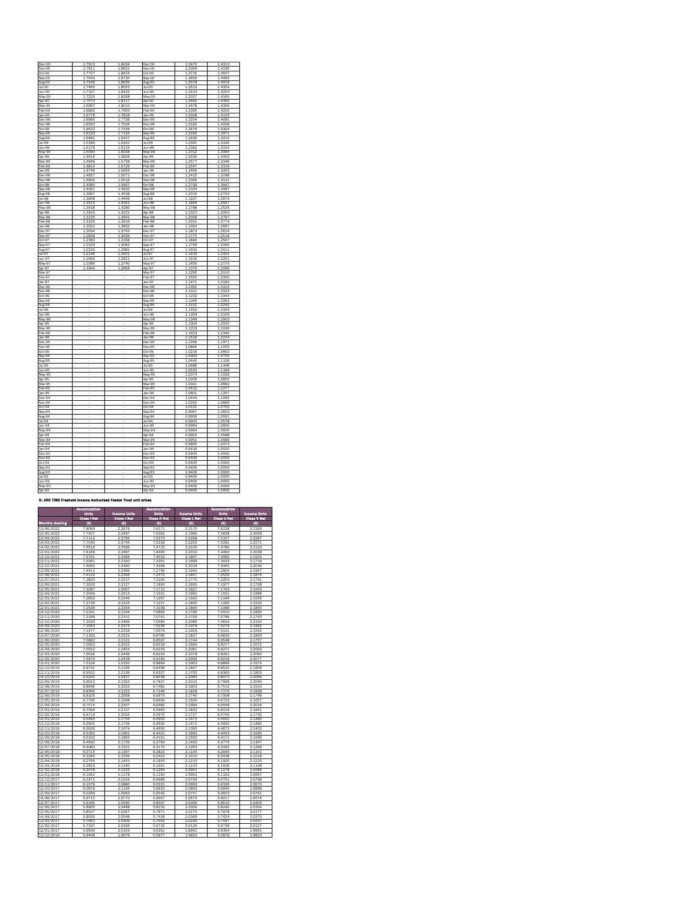| Dec-00 | 1.7913 | 1.9034 | Dec-00 | 1.3470 | 1.4313 |
|---|---|---|---|---|---|
| Nov-00 | 1.7811 | 1.8931 | Nov-00 | 1.3394 | 1.4236 |
| Oct-00 | 1.7727 | 1.8815 | Oct-00 | 1.3715 | 1.4557 |
| Sep-00 | 1.7643 | 1.8730 | Sep-00 | 1.3650 | 1.4492 |
| Aug-00 | 1.7549 | 1.8636 | Aug-00 | 1.3578 | 1.4419 |
| Jul-00 | 1.7465 | 1.8553 | Jul-00 | 1.3513 | 1.4354 |
| Jun-00 | 1.7337 | 1.8422 | Jun-00 | 1.3414 | 1.4254 |
| May-00 | 1.7225 | 1.8308 | May-00 | 1.3327 | 1.4165 |
| Apr-00 | 1.7073 | 1.8117 | Apr-00 | 1.3562 | 1.4382 |
| Mar-00 | 1.6967 | 1.8010 | Mar-00 | 1.3478 | 1.4306 |
| Feb-00 | 1.6862 | 1.7903 | Feb-00 | 1.3395 | 1.4222 |
| Jan-00 | 1.6778 | 1.7819 | Jan-00 | 1.3328 | 1.4155 |
| Dec-99 | 1.6685 | 1.7726 | Dec-99 | 1.3254 | 1.4081 |
| Nov-99 | 1.6593 | 1.7634 | Nov-99 | 1.3182 | 1.4008 |
| Oct-99 | 1.6522 | 1.7534 | Oct-99 | 1.3479 | 1.4304 |
| Sep-99 | 1.6133 | 1.7125 | Sep-99 | 1.3162 | 1.3971 |
| Aug-99 | 1.5481 | 1.6437 | Aug-99 | 1.2630 | 1.3410 |
| Jul-99 | 1.5396 | 1.6352 | Jul-99 | 1.2561 | 1.3340 |
| Jun-99 | 1.5176 | 1.6124 | Jun-99 | 1.2382 | 1.3154 |
| May-99 | 1.5090 | 1.6038 | May-99 | 1.2312 | 1.3084 |
| Apr-99 | 1.4918 | 1.5826 | Apr-99 | 1.2635 | 1.3403 |
| Mar-99 | 1.4849 | 1.5758 | Mar-99 | 1.2577 | 1.3346 |
| Feb-99 | 1.4814 | 1.5726 | Feb-99 | 1.2547 | 1.3319 |
| Jan-99 | 1.4746 | 1.5659 | Jan-99 | 1.2490 | 1.3263 |
| Dec-98 | 1.4657 | 1.5571 | Dec-98 | 1.2415 | 1.3188 |
| Nov-98 | 1.4600 | 1.5518 | Nov-98 | 1.2366 | 1.3141 |
| Oct-98 | 1.4580 | 1.5467 | Oct-98 | 1.2790 | 1.3567 |
| Sep-98 | 1.4061 | 1.4920 | Sep-98 | 1.2334 | 1.3087 |
| Aug-98 | 1.3697 | 1.4538 | Aug-98 | 1.2015 | 1.2753 |
| Jul-98 | 1.3608 | 1.4449 | Jul-98 | 1.1937 | 1.2674 |
| Jun-98 | 1.3519 | 1.4361 | Jun-98 | 1.1859 | 1.2597 |
| May-98 | 1.3438 | 1.4280 | May-98 | 1.1788 | 1.2526 |
| Apr-98 | 1.3425 | 1.4231 | Apr-98 | 1.2323 | 1.3063 |
| Mar-98 | 1.3135 | 1.3941 | Mar-98 | 1.2058 | 1.2797 |
| Feb-98 | 1.3108 | 1.3918 | Feb-98 | 1.2031 | 1.2774 |
| Jan-98 | 1.3022 | 1.3832 | Jan-98 | 1.1954 | 1.2697 |
| Dec-97 | 1.2934 | 1.3743 | Dec-97 | 1.1873 | 1.2616 |
| Nov-97 | 1.2828 | 1.3636 | Nov-97 | 1.1775 | 1.2516 |
| Oct-97 | 1.2383 | 1.3168 | Oct-97 | 1.1849 | 1.2567 |
| Sep-97 | 1.2329 | 1.3083 | Sep-97 | 1.1769 | 1.2490 |
| Aug-97 | 1.2226 | 1.2981 | Aug-97 | 1.1610 | 1.2411 |
| Jul-97 | 1.2146 | 1.2901 | Jul-97 | 1.1610 | 1.2331 |
| Jun-97 | 1.2066 | 1.2821 | Jun-97 | 1.1530 | 1.2251 |
| May-97 | 1.1986 | 1.2740 | May-97 | 1.1450 | 1.2170 |
| Apr-97 | 1.1944 | 1.2664 | Apr-97 | 1.1370 | 1.2090 |
| Mar-97 | - | - | Mar-97 | 1.1290 | 1.2010 |
| Feb-97 | - | - | Feb-97 | 1.1550 | 1.2262 |
| Jan-97 | - | - | Jan-97 | 1.1471 | 1.2183 |
| Dec-96 | - | - | Dec-96 | 1.1391 | 1.2103 |
| Nov-96 | - | - | Nov-96 | 1.1311 | 1.2023 |
| Oct-96 | - | - | Oct-96 | 1.1232 | 1.1944 |
| Sep-96 | - | - | Sep-96 | 1.1349 | 1.2063 |
| Aug-96 | - | - | Aug-96 | 1.1531 | 1.2242 |
| Jul-96 | - | - | Jul-96 | 1.1453 | 1.2164 |
| Jun-96 | - | - | Jun-96 | 1.1393 | 1.2105 |
| May-96 | - | - | May-96 | 1.1349 | 1.2063 |
| Apr-96 | - | - | Apr-96 | 1.1304 | 1.2020 |
| Mar-96 | - | - | Mar-96 | 1.1223 | 1.1939 |
| Feb-96 | - | - | Feb-96 | 1.1623 | 1.2340 |
| Jan-96 | - | - | Jan-96 | 1.1519 | 1.2234 |
| Dec-95 | - | - | Dec-95 | 1.1266 | 1.1971 |
| Nov-95 | - | - | Nov-95 | 1.0866 | 1.1550 |
| Oct-95 | - | - | Oct-95 | 1.0216 | 1.0863 |
| Sep-95 | - | - | Sep-95 | 1.0063 | 1.0705 |
| Aug-95 | - | - | Aug-95 | 1.0440 | 1.1106 |
| Jul-95 | - | - | Jul-95 | 1.0686 | 1.1348 |
| Jun-95 | - | - | Jun-95 | 1.0532 | 1.1189 |
| May-95 | - | - | May-95 | 1.0374 | 1.1026 |
| Apr-95 | - | - | Apr-95 | 1.0209 | 1.0855 |
| Mar-95 | - | - | Mar-95 | 1.0041 | 1.0682 |
| Feb-95 | - | - | Feb-95 | 1.0412 | 1.1077 |
| Jan-95 | - | - | Jan-95 | 1.0601 | 1.1257 |
| Dec-94 | - | - | Dec-94 | 1.0444 | 1.1095 |
| Nov-94 | - | - | Nov-94 | 1.0255 | 1.0899 |
| Oct-94 | - | - | Oct-94 | 1.0121 | 1.0762 |
| Sep-94 | - | - | Sep-94 | 0.9987 | 1.0603 |
| Aug-94 | - | - | Aug-94 | 0.9956 | 1.0591 |
| Jul-94 | - | - | Jul-94 | 0.9943 | 1.0578 |
| Jun-94 | - | - | Jun-94 | 0.9964 | 1.0600 |
| May-94 | - | - | May-94 | 0.9964 | 1.0600 |
| Apr-94 | - | - | Apr-94 | 0.9953 | 1.0588 |
| Mar-94 | - | - | Mar-94 | 0.9951 | 1.0586 |
| Feb-94 | - | - | Feb-94 | 0.9845 | 1.0473 |
| Jan-94 | - | - | Jan-94 | 0.9419 | 1.0020 |
| Dec-93 | - | - | Dec-93 | 0.9400 | 1.0000 |
| Nov-93 | - | - | Nov-93 | 0.9400 | 1.0000 |
| Oct-93 | - | - | Oct-93 | 0.9400 | 1.0000 |
| Sep-93 | - | - | Sep-93 | 0.9400 | 1.0000 |
| Aug-93 | - | - | Aug-93 | 0.9400 | 1.0000 |
| Jul-93 | - | - | Jul-93 | 0.9400 | 1.0000 |
| Jun-93 | - | - | Jun-93 | 0.9400 | 1.0000 |
| May-93 | - | - | May-93 | 0.9400 | 1.0000 |
| Apr-93 | - | - | Apr-93 | 0.9400 | 1.0000 |

**D: ARC TIME Freehold Income Authorised Feeder Trust unit prices**

| | Accumulation Units | Income Units | Accumulation Units | Income Units | Accumulation Units | Income Units |
|---|---|---|---|---|---|---|
| | Class I Net | Class J Net | Class K Net | Class L Net | Class U Net | Class V Net |
| Monthly dealing | (£) | (£) | (£) | (£) | (£) | (£) |
| 13/06/2022 | 7.8069 | 2.2676 | 7.6171 | 2.2170 | 7.6238 | 2.2190 |
| 12/05/2022 | 7.7427 | 2.2487 | 7.5582 | 2.1990 | 7.5628 | 2.2009 |
| 12/04/2022 | 7.7114 | 2.2766 | 7.5273 | 2.2268 | 7.5337 | 2.2287 |
| 14/03/2022 | 7.7040 | 2.2744 | 7.5218 | 2.2252 | 7.5281 | 2.2271 |
| 14/02/2022 | 7.6516 | 2.2589 | 7.4723 | 2.2105 | 7.4785 | 2.2123 |
| 12/01/2022 | 7.6169 | 2.2487 | 7.4400 | 2.2010 | 7.4460 | 2.2028 |
| 13/12/2021 | 7.5761 | 2.2366 | 7.4019 | 2.1897 | 7.4080 | 2.1915 |
| 12/11/2021 | 7.5061 | 2.2160 | 7.3351 | 2.1699 | 7.3413 | 2.1716 |
| 12/10/2021 | 7.4695 | 2.2480 | 7.3008 | 2.2019 | 7.3065 | 2.2036 |
| 13/09/2021 | 7.4412 | 2.2395 | 7.2749 | 2.1940 | 7.2805 | 2.1957 |
| 12/08/2021 | 7.4118 | 2.2306 | 7.2475 | 2.1857 | 7.2529 | 2.1874 |
| 12/07/2021 | 7.3820 | 2.2217 | 7.2200 | 2.1775 | 7.2253 | 2.1791 |
| 14/06/2021 | 7.3520 | 2.2127 | 7.1924 | 2.1692 | 7.1977 | 2.1708 |
| 12/05/2021 | 7.3287 | 2.2057 | 7.1712 | 2.1627 | 7.1763 | 2.1643 |
| 12/04/2021 | 7.3066 | 2.2413 | 7.1501 | 2.1982 | 7.1551 | 2.1998 |
| 12/03/2021 | 7.2832 | 2.2345 | 7.1297 | 2.1920 | 7.1346 | 2.1935 |
| 12/02/2021 | 7.2734 | 2.2315 | 7.1217 | 2.1895 | 7.1265 | 2.1910 |
| 12/01/2021 | 7.2536 | 2.2254 | 7.1039 | 2.1840 | 7.1086 | 2.1855 |
| 14/12/2020 | 7.2341 | 2.2194 | 7.0864 | 2.1786 | 7.0910 | 2.1800 |
| 12/11/2020 | 7.2199 | 2.2151 | 7.0741 | 2.1749 | 7.0786 | 2.1763 |
| 12/10/2020 | 7.2020 | 2.2489 | 7.0580 | 2.2086 | 7.0624 | 2.2100 |
| 14/09/2020 | 7.1653 | 2.2374 | 7.0236 | 2.1978 | 7.0279 | 2.1992 |
| 12/08/2020 | 7.1477 | 2.2319 | 7.0079 | 2.1929 | 7.0121 | 2.1942 |
| 13/07/2020 | 7.1182 | 2.2221 | 6.9785 | 2.1837 | 6.9826 | 2.1850 |
| 12/06/2020 | 7.0862 | 2.2121 | 6.9507 | 2.1744 | 6.9548 | 2.1757 |
| 12/05/2020 | 7.0552 | 2.2031 | 6.9218 | 2.1660 | 6.9277 | 2.1672 |
| 14/04/2020 | 7.0552 | 2.2454 | 6.9233 | 2.2081 | 6.9271 | 2.2093 |
| 12/03/2020 | 7.0526 | 2.2446 | 6.9224 | 2.2078 | 6.9261 | 2.2090 |
| 12/02/2020 | 7.0470 | 2.2428 | 6.9183 | 2.2065 | 6.9219 | 2.2077 |
| 13/01/2020 | 7.0129 | 2.2320 | 6.8864 | 2.1963 | 6.8899 | 2.1974 |
| 12/12/2019 | 6.9741 | 2.2196 | 6.8498 | 2.1847 | 6.8532 | 2.1858 |
| 12/11/2019 | 6.9552 | 2.2136 | 6.8327 | 2.1792 | 6.8360 | 2.1803 |
| 14/10/2019 | 6.9242 | 2.2427 | 6.8038 | 2.2083 | 6.8072 | 2.2094 |
| 12/09/2019 | 6.9012 | 2.2352 | 6.7827 | 2.2015 | 6.7906 | 2.2040 |
| 12/08/2019 | 6.8646 | 2.2233 | 6.7481 | 2.1903 | 6.7512 | 2.1913 |
| 12/07/2019 | 6.8395 | 2.2152 | 6.7249 | 2.1828 | 6.7279 | 2.1838 |
| 12/06/2019 | 6.8105 | 2.2058 | 6.6979 | 2.1740 | 6.7008 | 2.1749 |
| 13/05/2019 | 6.7766 | 2.1948 | 6.6660 | 2.1636 | 6.6722 | 2.1657 |
| 12/04/2019 | 6.7574 | 2.2307 | 6.6482 | 2.1994 | 6.6558 | 2.2019 |
| 12/03/2019 | 6.7058 | 2.2137 | 6.5993 | 2.1832 | 6.6019 | 2.1841 |
| 12/02/2019 | 6.6719 | 2.2025 | 6.5675 | 2.1727 | 6.5700 | 2.1735 |
| 14/01/2019 | 6.5905 | 2.1756 | 6.4902 | 2.1472 | 6.4925 | 2.1480 |
| 12/12/2018 | 6.5905 | 2.1756 | 6.4902 | 2.1472 | 6.4925 | 2.1480 |
| 12/11/2018 | 6.5639 | 2.1674 | 6.4650 | 2.1395 | 6.4672 | 2.1402 |
| 12/10/2018 | 6.5392 | 2.1961 | 6.4421 | 2.1683 | 6.4443 | 2.1690 |
| 12/09/2018 | 6.5102 | 2.1863 | 6.4151 | 2.1592 | 6.4171 | 2.1599 |
| 13/08/2018 | 6.4692 | 2.1726 | 6.3760 | 2.1460 | 6.3779 | 2.1467 |
| 12/07/2018 | 6.4083 | 2.1521 | 6.3175 | 2.1263 | 6.3193 | 2.1269 |
| 12/06/2018 | 6.3715 | 2.1397 | 6.2823 | 2.1145 | 6.2840 | 2.1151 |
| 14/05/2018 | 6.3294 | 2.1256 | 6.2422 | 2.1010 | 6.2438 | 2.1016 |
| 12/04/2018 | 6.2755 | 2.1453 | 6.1903 | 2.1210 | 6.1920 | 2.1215 |
| 12/03/2018 | 6.2423 | 2.1340 | 6.1591 | 2.1103 | 6.1606 | 2.1108 |
| 12/02/2018 | 6.2078 | 2.1222 | 6.1264 | 2.0991 | 6.1278 | 2.0996 |
| 12/01/2018 | 6.1952 | 2.1178 | 6.1150 | 2.0952 | 6.1163 | 2.0957 |
| 12/12/2017 | 6.1471 | 2.1014 | 6.0689 | 2.0794 | 6.0701 | 2.0798 |
| 13/11/2017 | 6.1079 | 2.0880 | 6.0315 | 2.0666 | 6.0326 | 2.0670 |
| 12/10/2017 | 6.0678 | 2.1105 | 5.9933 | 2.0893 | 5.9945 | 2.0898 |
| 12/09/2017 | 6.0269 | 2.0963 | 5.9542 | 2.0757 | 5.9553 | 2.0761 |
| 14/08/2017 | 5.9715 | 2.0770 | 5.9007 | 2.0570 | 5.9017 | 2.0574 |
| 12/07/2017 | 5.9196 | 2.0590 | 5.8507 | 2.0396 | 5.8516 | 2.0400 |
| 12/06/2017 | 5.8905 | 2.0488 | 5.8232 | 2.0300 | 5.8240 | 2.0304 |
| 12/05/2017 | 5.8527 | 2.0357 | 5.7871 | 2.0175 | 5.7878 | 2.0177 |
| 14/04/2017 | 5.8055 | 2.0548 | 5.7418 | 2.0369 | 5.7424 | 2.0370 |
| 13/03/2017 | 5.7663 | 2.0409 | 5.7042 | 2.0236 | 5.7047 | 2.0237 |
| 13/02/2017 | 5.7337 | 2.0294 | 5.6732 | 2.0126 | 5.6736 | 2.0127 |
| 12/01/2017 | 5.6939 | 2.0153 | 5.6351 | 1.9991 | 5.6354 | 1.9991 |
| 12/12/2016 | 5.6448 | 1.9979 | 5.5877 | 1.9823 | 5.5879 | 1.9823 |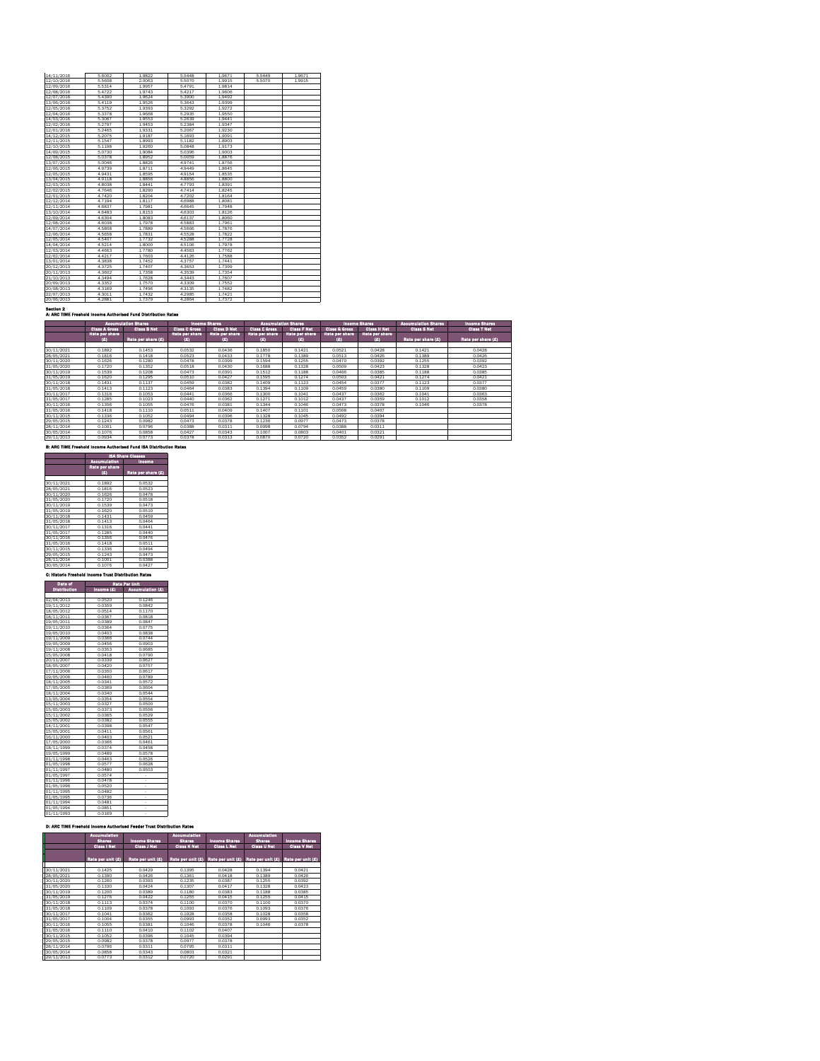| | | | | | | |
|---|---|---|---|---|---|---|
| 14/11/2016 | 5.6002 | 1.9822 | 5.5448 | 1.9671 | 5.5449 | 1.9671 |
| 12/10/2016 | 5.5606 | 2.0063 | 5.5070 | 1.9915 | 5.5070 | 1.9915 |
| 12/09/2016 | 5.5314 | 1.9957 | 5.4791 | 1.9814 | | |
| 12/08/2016 | 5.4722 | 1.9743 | 5.4217 | 1.9606 | | |
| 12/07/2016 | 5.4380 | 1.9624 | 5.3900 | 1.9492 | | |
| 13/06/2016 | 5.4119 | 1.9526 | 5.3643 | 1.9399 | | |
| 12/05/2016 | 5.3752 | 1.9393 | 5.3292 | 1.9272 | | |
| 12/04/2016 | 5.3378 | 1.9668 | 5.2935 | 1.9550 | | |
| 14/03/2016 | 5.3067 | 1.9553 | 5.2639 | 1.9441 | | |
| 12/02/2016 | 5.2797 | 1.9453 | 5.2384 | 1.9347 | | |
| 12/01/2016 | 5.2465 | 1.9331 | 5.2067 | 1.9230 | | |
| 14/12/2015 | 5.2075 | 1.9187 | 5.1693 | 1.9091 | | |
| 12/11/2015 | 5.1547 | 1.8993 | 5.1182 | 1.8903 | | |
| 12/10/2015 | 5.1198 | 1.9260 | 5.0848 | 1.9173 | | |
| 14/09/2015 | 5.0730 | 1.9084 | 5.0396 | 1.9003 | | |
| 12/08/2015 | 5.0378 | 1.8952 | 5.0059 | 1.8876 | | |
| 13/07/2015 | 5.0046 | 1.8826 | 4.9741 | 1.8756 | | |
| 12/06/2015 | 4.9739 | 1.8711 | 4.9449 | 1.8645 | | |
| 12/05/2015 | 4.9431 | 1.8595 | 4.9154 | 1.8535 | | |
| 13/04/2015 | 4.9118 | 1.8856 | 4.8856 | 1.8800 | | |
| 12/03/2015 | 4.8038 | 1.8441 | 4.7793 | 1.8391 | | |
| 12/02/2015 | 4.7646 | 1.8290 | 4.7414 | 1.8245 | | |
| 12/01/2015 | 4.7420 | 1.8204 | 4.7202 | 1.8164 | | |
| 12/12/2014 | 4.7194 | 1.8117 | 4.6988 | 1.8081 | | |
| 12/11/2014 | 4.6837 | 1.7981 | 4.6645 | 1.7948 | | |
| 13/10/2014 | 4.6483 | 1.8153 | 4.6303 | 1.8126 | | |
| 12/09/2014 | 4.6304 | 1.8083 | 4.6137 | 1.8060 | | |
| 12/08/2014 | 4.6038 | 1.7978 | 4.5883 | 1.7961 | | |
| 14/07/2014 | 4.5808 | 1.7889 | 4.5666 | 1.7876 | | |
| 12/06/2014 | 4.5658 | 1.7831 | 4.5528 | 1.7822 | | |
| 12/05/2014 | 4.5407 | 1.7732 | 4.5288 | 1.7728 | | |
| 14/04/2014 | 4.5214 | 1.8000 | 4.5106 | 1.7978 | | |
| 12/03/2014 | 4.4663 | 1.7780 | 4.4563 | 1.7762 | | |
| 12/02/2014 | 4.4217 | 1.7603 | 4.4126 | 1.7588 | | |
| 13/01/2014 | 4.3838 | 1.7452 | 4.3757 | 1.7441 | | |
| 20/12/2013 | 4.3725 | 1.7407 | 4.3653 | 1.7399 | | |
| 20/11/2013 | 4.3602 | 1.7358 | 4.3539 | 1.7354 | | |
| 21/10/2013 | 4.3494 | 1.7628 | 4.3443 | 1.7607 | | |
| 20/09/2013 | 4.3352 | 1.7570 | 4.3309 | 1.7552 | | |
| 20/08/2013 | 4.3169 | 1.7496 | 4.3135 | 1.7482 | | |
| 22/07/2013 | 4.3011 | 1.7432 | 4.2985 | 1.7421 | | |
| 20/06/2013 | 4.2881 | 1.7379 | 4.2864 | 1.7372 | | |

**Section 2**

**A: ARC TIME Freehold Income Authorised Fund Distribution Rates**

| | Accumulation Shares | | Income Shares | | Accumulation Shares | | Income Shares | | Accumulation Shares | Income Shares |
|---|---|---|---|---|---|---|---|---|---|---|
| | Class A Gross | Class B Net | Class C Gross | Class D Net | Class E Gross | Class F Net | Class G Gross | Class H Net | Class S Net | Class T Net |
| | Rate per share (£) | Rate per share (£) | Rate per share (£) | (£) | Rate per share (£) | Rate per share (£) | Rate per share (£) | Rate per share (£) | Rate per share (£) | Rate per share (£) |
| 30/11/2021 | 0.1892 | 0.1453 | 0.0532 | 0.0436 | 0.1850 | 0.1421 | 0.0521 | 0.0428 | 0.1421 | 0.0428 |
| 28/05/2021 | 0.1816 | 0.1418 | 0.0523 | 0.0433 | 0.1778 | 0.1389 | 0.0513 | 0.0426 | 0.1389 | 0.0426 |
| 30/11/2020 | 0.1626 | 0.1280 | 0.0478 | 0.0399 | 0.1594 | 0.1255 | 0.0470 | 0.0392 | 0.1255 | 0.0392 |
| 31/05/2020 | 0.1720 | 0.1352 | 0.0518 | 0.0430 | 0.1688 | 0.1328 | 0.0509 | 0.0423 | 0.1328 | 0.0423 |
| 30/11/2019 | 0.1539 | 0.1208 | 0.0473 | 0.0391 | 0.1512 | 0.1188 | 0.0466 | 0.0385 | 0.1188 | 0.0385 |
| 31/05/2019 | 0.1620 | 0.1295 | 0.0510 | 0.0427 | 0.1595 | 0.1274 | 0.0503 | 0.0421 | 0.1274 | 0.0421 |
| 30/11/2018 | 0.1431 | 0.1137 | 0.0459 | 0.0382 | 0.1409 | 0.1123 | 0.0454 | 0.0377 | 0.1123 | 0.0377 |
| 31/05/2018 | 0.1413 | 0.1123 | 0.0464 | 0.0383 | 0.1394 | 0.1109 | 0.0459 | 0.0380 | 0.1109 | 0.0380 |
| 30/11/2017 | 0.1316 | 0.1053 | 0.0441 | 0.0366 | 0.1300 | 0.1041 | 0.0437 | 0.0362 | 0.1041 | 0.0363 |
| 31/05/2017 | 0.1285 | 0.1023 | 0.0440 | 0.0362 | 0.1271 | 0.1012 | 0.0437 | 0.0359 | 0.1012 | 0.0358 |
| 30/11/2016 | 0.1356 | 0.1055 | 0.0476 | 0.0381 | 0.1344 | 0.1046 | 0.0473 | 0.0378 | 0.1046 | 0.0378 |
| 31/05/2016 | 0.1418 | 0.1110 | 0.0511 | 0.0409 | 0.1407 | 0.1101 | 0.0508 | 0.0407 | | |
| 30/11/2015 | 0.1336 | 0.1052 | 0.0494 | 0.0396 | 0.1328 | 0.1045 | 0.0492 | 0.0394 | | |
| 29/05/2015 | 0.1243 | 0.0982 | 0.0473 | 0.0378 | 0.1236 | 0.0977 | 0.0473 | 0.0378 | | |
| 28/11/2014 | 0.1001 | 0.0796 | 0.0388 | 0.0311 | 0.0998 | 0.0794 | 0.0388 | 0.0311 | | |
| 30/05/2014 | 0.1076 | 0.0858 | 0.0427 | 0.0343 | 0.1007 | 0.0803 | 0.0401 | 0.0321 | | |
| 29/11/2013 | 0.0934 | 0.0773 | 0.0378 | 0.0313 | 0.0870 | 0.0720 | 0.0352 | 0.0291 | | |

**B: ARC TIME Freehold Income Authorised Fund ISA Distribution Rates**

| | ISA Share Classes | |
|---|---|---|
| | Accumulation | Income |
| | Rate per share (£) | Rate per share (£) |
| 30/11/2021 | 0.1892 | 0.0532 |
| 28/05/2021 | 0.1816 | 0.0523 |
| 30/11/2020 | 0.1626 | 0.0478 |
| 31/05/2020 | 0.1720 | 0.0518 |
| 30/11/2019 | 0.1539 | 0.0473 |
| 31/05/2019 | 0.1620 | 0.0510 |
| 30/11/2018 | 0.1431 | 0.0459 |
| 31/05/2018 | 0.1413 | 0.0464 |
| 30/11/2017 | 0.1316 | 0.0441 |
| 31/05/2017 | 0.1285 | 0.0440 |
| 30/11/2016 | 0.1356 | 0.0476 |
| 31/05/2016 | 0.1418 | 0.0511 |
| 30/11/2015 | 0.1336 | 0.0494 |
| 29/05/2015 | 0.1243 | 0.0473 |
| 28/11/2014 | 0.1001 | 0.0388 |
| 30/05/2014 | 0.1076 | 0.0427 |

**C: Historic Freehold Income Trust Distribution Rates**

| Date of Distribution | Rate Per Unit | |
|---|---|---|
| | Income (£) | Accumulation (£) |
| 02/04/2013 | 0.0520 | 0.1246 |
| 19/11/2012 | 0.0359 | 0.0842 |
| 18/05/2012 | 0.0514 | 0.1170 |
| 18/11/2011 | 0.0367 | 0.0818 |
| 19/05/2011 | 0.0389 | 0.0847 |
| 19/11/2010 | 0.0364 | 0.0775 |
| 19/05/2010 | 0.0403 | 0.0838 |
| 19/11/2009 | 0.0366 | 0.0744 |
| 19/05/2009 | 0.0456 | 0.0903 |
| 19/11/2008 | 0.0353 | 0.0685 |
| 15/05/2008 | 0.0418 | 0.0790 |
| 20/11/2007 | 0.0339 | 0.0627 |
| 18/05/2007 | 0.0420 | 0.0757 |
| 17/11/2006 | 0.0350 | 0.0617 |
| 19/05/2006 | 0.0460 | 0.0789 |
| 18/11/2005 | 0.0341 | 0.0572 |
| 17/05/2005 | 0.0369 | 0.0604 |
| 18/11/2004 | 0.0340 | 0.0544 |
| 13/05/2004 | 0.0354 | 0.0554 |
| 15/11/2003 | 0.0327 | 0.0500 |
| 15/05/2003 | 0.0373 | 0.0556 |
| 15/11/2002 | 0.0365 | 0.0529 |
| 15/05/2002 | 0.0382 | 0.0555 |
| 14/11/2001 | 0.0398 | 0.0547 |
| 15/05/2001 | 0.0411 | 0.0561 |
| 16/11/2000 | 0.0403 | 0.0521 |
| 17/05/2000 | 0.0366 | 0.0461 |
| 18/11/1999 | 0.0374 | 0.0458 |
| 19/05/1999 | 0.0489 | 0.0578 |
| 01/11/1998 | 0.0463 | 0.0526 |
| 01/05/1998 | 0.0577 | 0.0628 |
| 01/11/1997 | 0.0480 | 0.0503 |
| 01/05/1997 | 0.0574 | - |
| 01/11/1996 | 0.0478 | - |
| 01/05/1996 | 0.0520 | - |
| 01/11/1995 | 0.0482 | - |
| 01/05/1995 | 0.0736 | - |
| 01/11/1994 | 0.0481 | - |
| 01/05/1994 | 0.0851 | - |
| 01/11/1993 | 0.0169 | - |

**D: ARC TIME Freehold Income Authorised Feeder Trust Distribution Rates**

| | Accumulation Shares | Income Shares | Accumulation Shares | Income Shares | Accumulation Shares | Income Shares |
|---|---|---|---|---|---|---|
| | Class I Net | Class J Net | Class K Net | Class L Net | Class U Net | Class V Net |
| | Rate per unit (£) | Rate per unit (£) | Rate per unit (£) | Rate per unit (£) | Rate per unit (£) | Rate per unit (£) |
| 30/11/2021 | 0.1425 | 0.0429 | 0.1395 | 0.0428 | 0.1394 | 0.0421 |
| 28/05/2021 | 0.1390 | 0.0426 | 0.1361 | 0.0418 | 0.1389 | 0.0426 |
| 30/11/2020 | 0.1260 | 0.0393 | 0.1235 | 0.0387 | 0.1255 | 0.0392 |
| 31/05/2020 | 0.1330 | 0.0424 | 0.1307 | 0.0417 | 0.1328 | 0.0423 |
| 30/11/2019 | 0.1200 | 0.0389 | 0.1180 | 0.0383 | 0.1188 | 0.0385 |
| 31/05/2019 | 0.1276 | 0.0422 | 0.1255 | 0.0415 | 0.1255 | 0.0415 |
| 30/11/2018 | 0.1113 | 0.0374 | 0.1100 | 0.0370 | 0.1100 | 0.0370 |
| 31/05/2018 | 0.1109 | 0.0378 | 0.1093 | 0.0376 | 0.1093 | 0.0376 |
| 30/11/2017 | 0.1041 | 0.0362 | 0.1028 | 0.0358 | 0.1028 | 0.0358 |
| 31/05/2017 | 0.1004 | 0.0355 | 0.0993 | 0.0352 | 0.0993 | 0.0352 |
| 30/11/2016 | 0.1055 | 0.0381 | 0.1046 | 0.0378 | 0.1046 | 0.0378 |
| 31/05/2016 | 0.1110 | 0.0410 | 0.1102 | 0.0407 | | |
| 30/11/2015 | 0.1052 | 0.0396 | 0.1045 | 0.0394 | | |
| 29/05/2015 | 0.0982 | 0.0378 | 0.0977 | 0.0378 | | |
| 28/11/2014 | 0.0796 | 0.0311 | 0.0795 | 0.0311 | | |
| 30/05/2014 | 0.0858 | 0.0343 | 0.0803 | 0.0321 | | |
| 29/11/2013 | 0.0773 | 0.0312 | 0.0720 | 0.0291 | | |